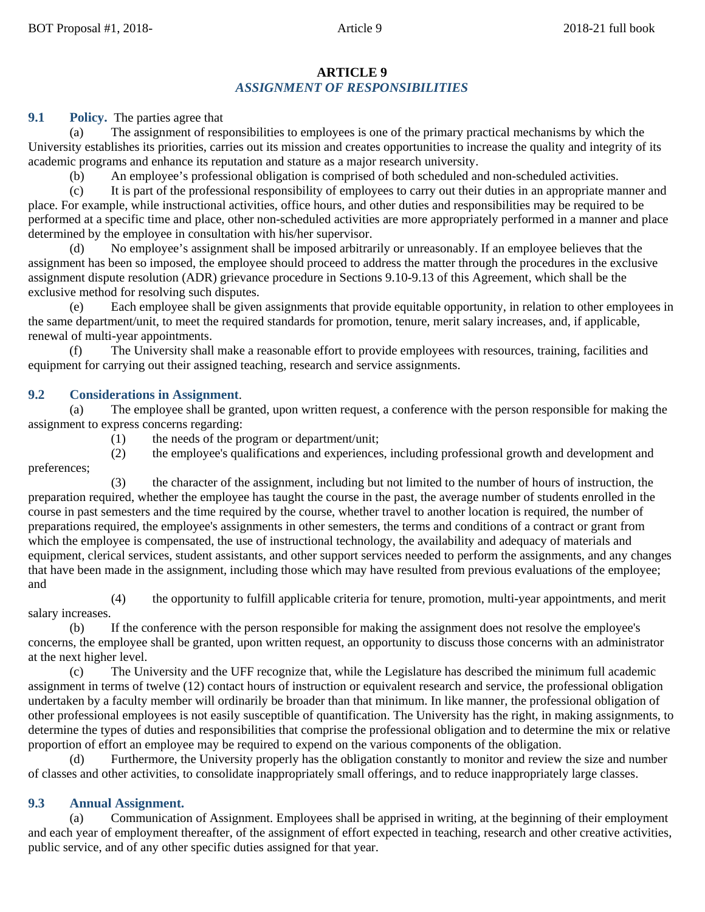# ARTICLE 9

## *ASSIGNMENT OF RESPONSIBILITIES*

**9.1 Policy.** The parties agree that

(a) The assignment of responsibilities to employees is one of the primary practical mechanisms by which the University establishes its priorities, carries out its mission and creates opportunities to increase the quality and integrity of its academic programs and enhance its reputation and stature as a major research university.

(b) An employee's professional obligation is comprised of both scheduled and non-scheduled activities.

(c) It is part of the professional responsibility of employees to carry out their duties in an appropriate manner and place. For example, while instructional activities, office hours, and other duties and responsibilities may be required to be performed at a specific time and place, other non-scheduled activities are more appropriately performed in a manner and place determined by the employee in consultation with his/her supervisor.

(d) No employee's assignment shall be imposed arbitrarily or unreasonably. If an employee believes that the assignment has been so imposed, the employee should proceed to address the matter through the procedures in the exclusive assignment dispute resolution (ADR) grievance procedure in Sections 9.10-9.13 of this Agreement, which shall be the exclusive method for resolving such disputes.

(e) Each employee shall be given assignments that provide equitable opportunity, in relation to other employees in the same department/unit, to meet the required standards for promotion, tenure, merit salary increases, and, if applicable, renewal of multi-year appointments.

(f) The University shall make a reasonable effort to provide employees with resources, training, facilities and equipment for carrying out their assigned teaching, research and service assignments.

**9.2 Considerations in Assignment**.

(a) The employee shall be granted, upon written request, a conference with the person responsible for making the assignment to express concerns regarding:

(1) the needs of the program or department/unit;

(2) the employee's qualifications and experiences, including professional growth and development and preferences;

(3) the character of the assignment, including but not limited to the number of hours of instruction, the preparation required, whether the employee has taught the course in the past, the average number of students enrolled in the course in past semesters and the time required by the course, whether travel to another location is required, the number of preparations required, the employee's assignments in other semesters, the terms and conditions of a contract or grant from which the employee is compensated, the use of instructional technology, the availability and adequacy of materials and equipment, clerical services, student assistants, and other support services needed to perform the assignments, and any changes that have been made in the assignment, including those which may have resulted from previous evaluations of the employee; and

(4) the opportunity to fulfill applicable criteria for tenure, promotion, multi-year appointments, and merit salary increases.

(b) If the conference with the person responsible for making the assignment does not resolve the employee's concerns, the employee shall be granted, upon written request, an opportunity to discuss those concerns with an administrator at the next higher level.

(c) The University and the UFF recognize that, while the Legislature has described the minimum full academic assignment in terms of twelve (12) contact hours of instruction or equivalent research and service, the professional obligation undertaken by a faculty member will ordinarily be broader than that minimum. In like manner, the professional obligation of other professional employees is not easily susceptible of quantification. The University has the right, in making assignments, to determine the types of duties and responsibilities that comprise the professional obligation and to determine the mix or relative proportion of effort an employee may be required to expend on the various components of the obligation.

(d) Furthermore, the University properly has the obligation constantly to monitor and review the size and number of classes and other activities, to consolidate inappropriately small offerings, and to reduce inappropriately large classes.

**9.3 Annual Assignment.**

(a) Communication of Assignment. Employees shall be apprised in writing, at the beginning of their employment and each year of employment thereafter, of the assignment of effort expected in teaching, research and other creative activities, public service, and of any other specific duties assigned for that year.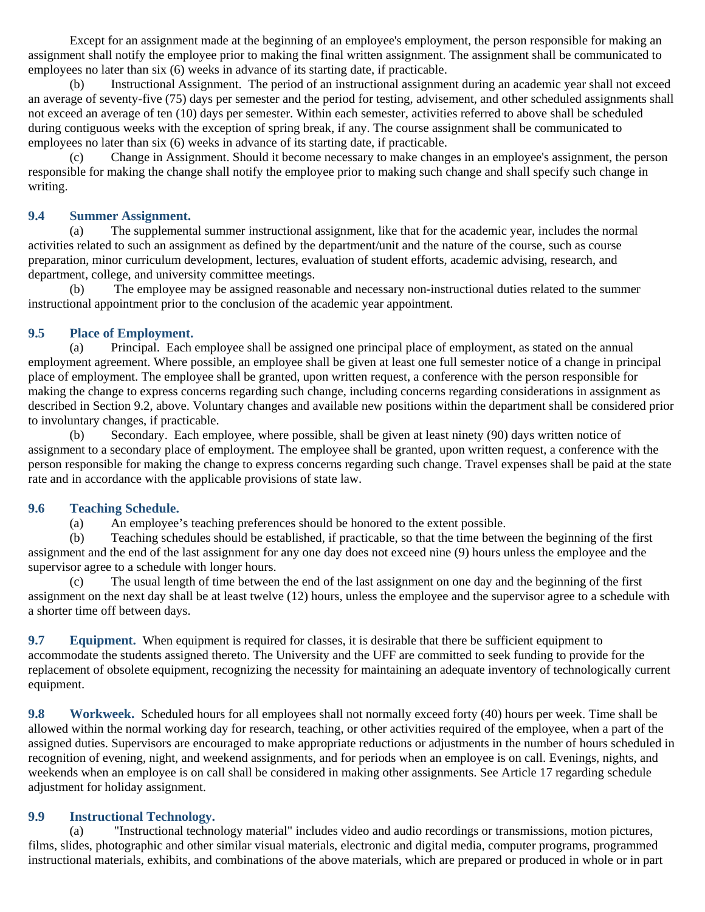Except for an assignment made at the beginning of an employee's employment, the person responsible for making an assignment shall notify the employee prior to making the final written assignment. The assignment shall be communicated to employees no later than six (6) weeks in advance of its starting date, if practicable.

(b) Instructional Assignment. The period of an instructional assignment during an academic year shall not exceed an average of seventy-five (75) days per semester and the period for testing, advisement, and other scheduled assignments shall not exceed an average of ten (10) days per semester. Within each semester, activities referred to above shall be scheduled during contiguous weeks with the exception of spring break, if any. The course assignment shall be communicated to employees no later than six (6) weeks in advance of its starting date, if practicable.

(c) Change in Assignment. Should it become necessary to make changes in an employee's assignment, the person responsible for making the change shall notify the employee prior to making such change and shall specify such change in writing.

### 9.4 Summer Assignment.

(a) The supplemental summer instructional assignment, like that for the academic year, includes the normal activities related to such an assignment as defined by the department/unit and the nature of the course, such as course preparation, minor curriculum development, lectures, evaluation of student efforts, academic advising, research, and department, college, and university committee meetings.

(b) The employee may be assigned reasonable and necessary non-instructional duties related to the summer instructional appointment prior to the conclusion of the academic year appointment.

### 9.5 Place of Employment.

(a) Principal. Each employee shall be assigned one principal place of employment, as stated on the annual employment agreement. Where possible, an employee shall be given at least one full semester notice of a change in principal place of employment. The employee shall be granted, upon written request, a conference with the person responsible for making the change to express concerns regarding such change, including concerns regarding considerations in assignment as described in Section 9.2, above. Voluntary changes and available new positions within the department shall be considered prior to involuntary changes, if practicable.

(b) Secondary. Each employee, where possible, shall be given at least ninety (90) days written notice of assignment to a secondary place of employment. The employee shall be granted, upon written request, a conference with the person responsible for making the change to express concerns regarding such change. Travel expenses shall be paid at the state rate and in accordance with the applicable provisions of state law.

### 9.6 Teaching Schedule.

(a) An employee's teaching preferences should be honored to the extent possible.

(b) Teaching schedules should be established, if practicable, so that the time between the beginning of the first assignment and the end of the last assignment for any one day does not exceed nine (9) hours unless the employee and the supervisor agree to a schedule with longer hours.

(c) The usual length of time between the end of the last assignment on one day and the beginning of the first assignment on the next day shall be at least twelve (12) hours, unless the employee and the supervisor agree to a schedule with a shorter time off between days.

**9.7 Equipment.** When equipment is required for classes, it is desirable that there be sufficient equipment to accommodate the students assigned thereto. The University and the UFF are committed to seek funding to provide for the replacement of obsolete equipment, recognizing the necessity for maintaining an adequate inventory of technologically current equipment.

**9.8 Workweek.** Scheduled hours for all employees shall not normally exceed forty (40) hours per week. Time shall be allowed within the normal working day for research, teaching, or other activities required of the employee, when a part of the assigned duties. Supervisors are encouraged to make appropriate reductions or adjustments in the number of hours scheduled in recognition of evening, night, and weekend assignments, and for periods when an employee is on call. Evenings, nights, and weekends when an employee is on call shall be considered in making other assignments. See Article 17 regarding schedule adjustment for holiday assignment.

### 9.9 Instructional Technology.

(a) "Instructional technology material" includes video and audio recordings or transmissions, motion pictures, films, slides, photographic and other similar visual materials, electronic and digital media, computer programs, programmed instructional materials, exhibits, and combinations of the above materials, which are prepared or produced in whole or in part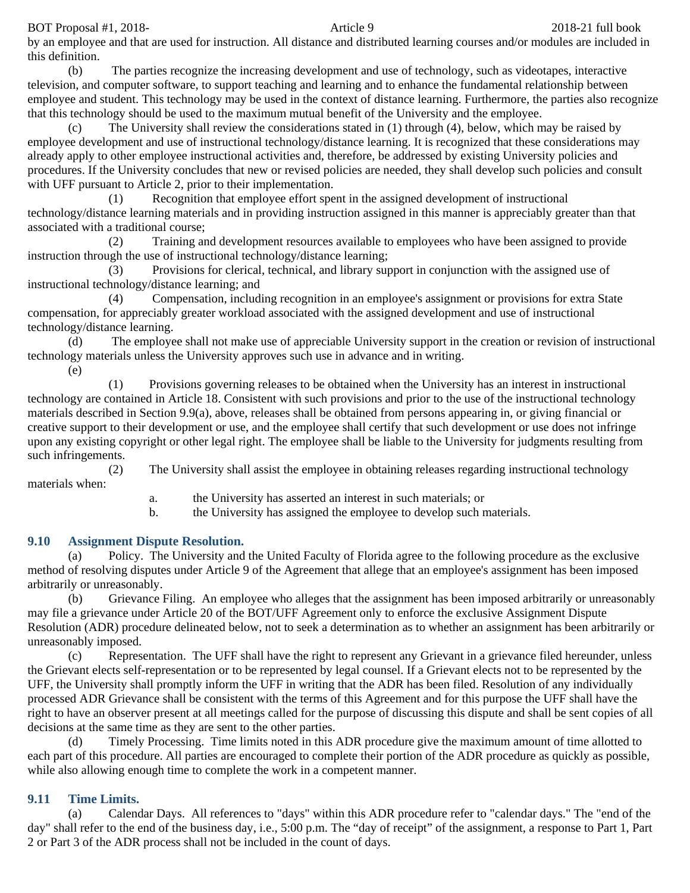by an employee and that are used for instruction. All distance and distributed learning courses and/or modules are included in this definition.

(b) The parties recognize the increasing development and use of technology, such as videotapes, interactive television, and computer software, to support teaching and learning and to enhance the fundamental relationship between employee and student. This technology may be used in the context of distance learning. Furthermore, the parties also recognize that this technology should be used to the maximum mutual benefit of the University and the employee.

(c) The University shall review the considerations stated in (1) through (4), below, which may be raised by employee development and use of instructional technology/distance learning. It is recognized that these considerations may already apply to other employee instructional activities and, therefore, be addressed by existing University policies and procedures. If the University concludes that new or revised policies are needed, they shall develop such policies and consult with UFF pursuant to Article 2, prior to their implementation.

(1) Recognition that employee effort spent in the assigned development of instructional technology/distance learning materials and in providing instruction assigned in this manner is appreciably greater than that associated with a traditional course;

(2) Training and development resources available to employees who have been assigned to provide instruction through the use of instructional technology/distance learning;

(3) Provisions for clerical, technical, and library support in conjunction with the assigned use of instructional technology/distance learning; and

(4) Compensation, including recognition in an employee's assignment or provisions for extra State compensation, for appreciably greater workload associated with the assigned development and use of instructional technology/distance learning.

(d) The employee shall not make use of appreciable University support in the creation or revision of instructional technology materials unless the University approves such use in advance and in writing.

(e)

(1) Provisions governing releases to be obtained when the University has an interest in instructional technology are contained in Article 18. Consistent with such provisions and prior to the use of the instructional technology materials described in Section 9.9(a), above, releases shall be obtained from persons appearing in, or giving financial or creative support to their development or use, and the employee shall certify that such development or use does not infringe upon any existing copyright or other legal right. The employee shall be liable to the University for judgments resulting from such infringements.

(2) The University shall assist the employee in obtaining releases regarding instructional technology materials when:

a. the University has asserted an interest in such materials; or

b. the University has assigned the employee to develop such materials.

## 9.10 Assignment Dispute Resolution.

(a) Policy. The University and the United Faculty of Florida agree to the following procedure as the exclusive method of resolving disputes under Article 9 of the Agreement that allege that an employee's assignment has been imposed arbitrarily or unreasonably.

(b) Grievance Filing. An employee who alleges that the assignment has been imposed arbitrarily or unreasonably may file a grievance under Article 20 of the BOT/UFF Agreement only to enforce the exclusive Assignment Dispute Resolution (ADR) procedure delineated below, not to seek a determination as to whether an assignment has been arbitrarily or unreasonably imposed.

(c) Representation. The UFF shall have the right to represent any Grievant in a grievance filed hereunder, unless the Grievant elects self-representation or to be represented by legal counsel. If a Grievant elects not to be represented by the UFF, the University shall promptly inform the UFF in writing that the ADR has been filed. Resolution of any individually processed ADR Grievance shall be consistent with the terms of this Agreement and for this purpose the UFF shall have the right to have an observer present at all meetings called for the purpose of discussing this dispute and shall be sent copies of all decisions at the same time as they are sent to the other parties.

(d) Timely Processing. Time limits noted in this ADR procedure give the maximum amount of time allotted to each part of this procedure. All parties are encouraged to complete their portion of the ADR procedure as quickly as possible, while also allowing enough time to complete the work in a competent manner.

## 9.11 Time Limits.

(a) Calendar Days. All references to "days" within this ADR procedure refer to "calendar days." The "end of the day" shall refer to the end of the business day, i.e., 5:00 p.m. The “day of receipt” of the assignment, a response to Part 1, Part 2 or Part 3 of the ADR process shall not be included in the count of days.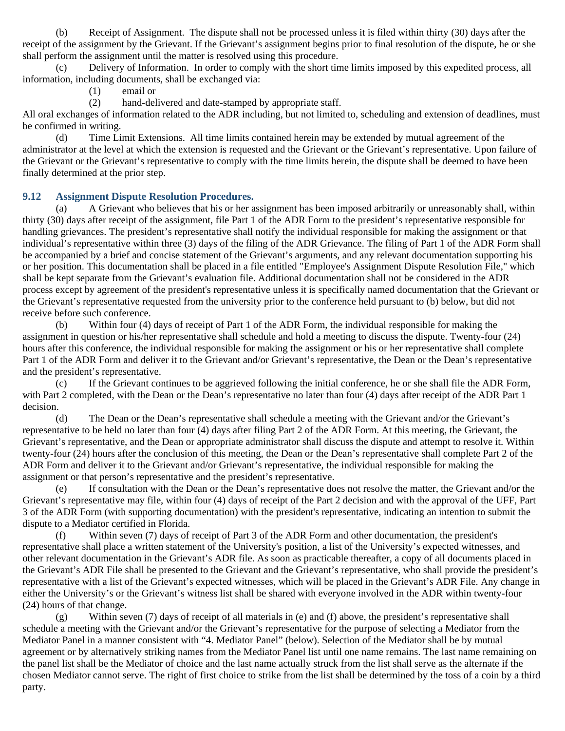(b) Receipt of Assignment. The dispute shall not be processed unless it is filed within thirty (30) days after the receipt of the assignment by the Grievant. If the Grievant's assignment begins prior to final resolution of the dispute, he or she shall perform the assignment until the matter is resolved using this procedure.

(c) Delivery of Information. In order to comply with the short time limits imposed by this expedited process, all information, including documents, shall be exchanged via:

(1) email or

(2) hand-delivered and date-stamped by appropriate staff.

All oral exchanges of information related to the ADR including, but not limited to, scheduling and extension of deadlines, must be confirmed in writing.

(d) Time Limit Extensions. All time limits contained herein may be extended by mutual agreement of the administrator at the level at which the extension is requested and the Grievant or the Grievant's representative. Upon failure of the Grievant or the Grievant's representative to comply with the time limits herein, the dispute shall be deemed to have been finally determined at the prior step.

### 9.12 Assignment Dispute Resolution Procedures.

(a) A Grievant who believes that his or her assignment has been imposed arbitrarily or unreasonably shall, within thirty (30) days after receipt of the assignment, file Part 1 of the ADR Form to the president's representative responsible for handling grievances. The president's representative shall notify the individual responsible for making the assignment or that individual's representative within three (3) days of the filing of the ADR Grievance. The filing of Part 1 of the ADR Form shall be accompanied by a brief and concise statement of the Grievant's arguments, and any relevant documentation supporting his or her position. This documentation shall be placed in a file entitled "Employee's Assignment Dispute Resolution File," which shall be kept separate from the Grievant's evaluation file. Additional documentation shall not be considered in the ADR process except by agreement of the president's representative unless it is specifically named documentation that the Grievant or the Grievant's representative requested from the university prior to the conference held pursuant to (b) below, but did not receive before such conference.

(b) Within four (4) days of receipt of Part 1 of the ADR Form, the individual responsible for making the assignment in question or his/her representative shall schedule and hold a meeting to discuss the dispute. Twenty-four (24) hours after this conference, the individual responsible for making the assignment or his or her representative shall complete Part 1 of the ADR Form and deliver it to the Grievant and/or Grievant's representative, the Dean or the Dean's representative and the president's representative.

(c) If the Grievant continues to be aggrieved following the initial conference, he or she shall file the ADR Form, with Part 2 completed, with the Dean or the Dean's representative no later than four (4) days after receipt of the ADR Part 1 decision.

(d) The Dean or the Dean's representative shall schedule a meeting with the Grievant and/or the Grievant's representative to be held no later than four (4) days after filing Part 2 of the ADR Form. At this meeting, the Grievant, the Grievant's representative, and the Dean or appropriate administrator shall discuss the dispute and attempt to resolve it. Within twenty-four (24) hours after the conclusion of this meeting, the Dean or the Dean's representative shall complete Part 2 of the ADR Form and deliver it to the Grievant and/or Grievant's representative, the individual responsible for making the assignment or that person's representative and the president's representative.

(e) If consultation with the Dean or the Dean's representative does not resolve the matter, the Grievant and/or the Grievant's representative may file, within four (4) days of receipt of the Part 2 decision and with the approval of the UFF, Part 3 of the ADR Form (with supporting documentation) with the president's representative, indicating an intention to submit the dispute to a Mediator certified in Florida.

(f) Within seven (7) days of receipt of Part 3 of the ADR Form and other documentation, the president's representative shall place a written statement of the University's position, a list of the University's expected witnesses, and other relevant documentation in the Grievant's ADR file. As soon as practicable thereafter, a copy of all documents placed in the Grievant's ADR File shall be presented to the Grievant and the Grievant's representative, who shall provide the president's representative with a list of the Grievant's expected witnesses, which will be placed in the Grievant's ADR File. Any change in either the University's or the Grievant's witness list shall be shared with everyone involved in the ADR within twenty-four (24) hours of that change.

(g) Within seven (7) days of receipt of all materials in (e) and (f) above, the president's representative shall schedule a meeting with the Grievant and/or the Grievant's representative for the purpose of selecting a Mediator from the Mediator Panel in a manner consistent with "4. Mediator Panel" (below). Selection of the Mediator shall be by mutual agreement or by alternatively striking names from the Mediator Panel list until one name remains. The last name remaining on the panel list shall be the Mediator of choice and the last name actually struck from the list shall serve as the alternate if the chosen Mediator cannot serve. The right of first choice to strike from the list shall be determined by the toss of a coin by a third party.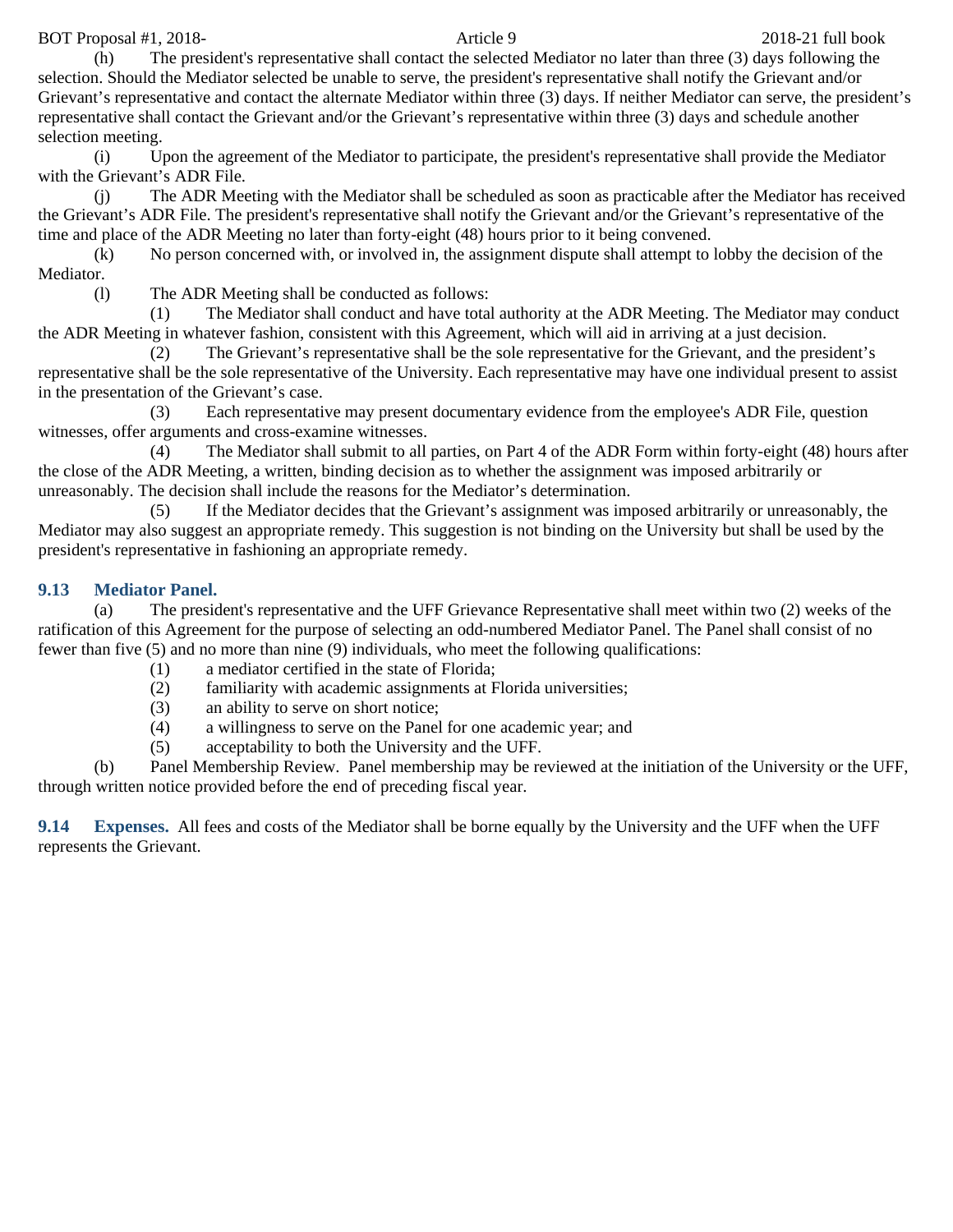(h) The president's representative shall contact the selected Mediator no later than three (3) days following the selection. Should the Mediator selected be unable to serve, the president's representative shall notify the Grievant and/or Grievant's representative and contact the alternate Mediator within three (3) days. If neither Mediator can serve, the president's representative shall contact the Grievant and/or the Grievant's representative within three (3) days and schedule another selection meeting.

(i) Upon the agreement of the Mediator to participate, the president's representative shall provide the Mediator with the Grievant's ADR File.

(j) The ADR Meeting with the Mediator shall be scheduled as soon as practicable after the Mediator has received the Grievant's ADR File. The president's representative shall notify the Grievant and/or the Grievant's representative of the time and place of the ADR Meeting no later than forty-eight (48) hours prior to it being convened.

(k) No person concerned with, or involved in, the assignment dispute shall attempt to lobby the decision of the Mediator.

(l) The ADR Meeting shall be conducted as follows:

(1) The Mediator shall conduct and have total authority at the ADR Meeting. The Mediator may conduct the ADR Meeting in whatever fashion, consistent with this Agreement, which will aid in arriving at a just decision.

(2) The Grievant's representative shall be the sole representative for the Grievant, and the president's representative shall be the sole representative of the University. Each representative may have one individual present to assist in the presentation of the Grievant's case.

(3) Each representative may present documentary evidence from the employee's ADR File, question witnesses, offer arguments and cross-examine witnesses.

(4) The Mediator shall submit to all parties, on Part 4 of the ADR Form within forty-eight (48) hours after the close of the ADR Meeting, a written, binding decision as to whether the assignment was imposed arbitrarily or unreasonably. The decision shall include the reasons for the Mediator's determination.

(5) If the Mediator decides that the Grievant's assignment was imposed arbitrarily or unreasonably, the Mediator may also suggest an appropriate remedy. This suggestion is not binding on the University but shall be used by the president's representative in fashioning an appropriate remedy.

### 9.13 Mediator Panel.

(a) The president's representative and the UFF Grievance Representative shall meet within two (2) weeks of the ratification of this Agreement for the purpose of selecting an odd-numbered Mediator Panel. The Panel shall consist of no fewer than five (5) and no more than nine (9) individuals, who meet the following qualifications:

(1) a mediator certified in the state of Florida;
(2) familiarity with academic assignments at Florida universities;
(3) an ability to serve on short notice;
(4) a willingness to serve on the Panel for one academic year; and
(5) acceptability to both the University and the UFF.

(b) Panel Membership Review. Panel membership may be reviewed at the initiation of the University or the UFF, through written notice provided before the end of preceding fiscal year.

**9.14 Expenses.** All fees and costs of the Mediator shall be borne equally by the University and the UFF when the UFF represents the Grievant.